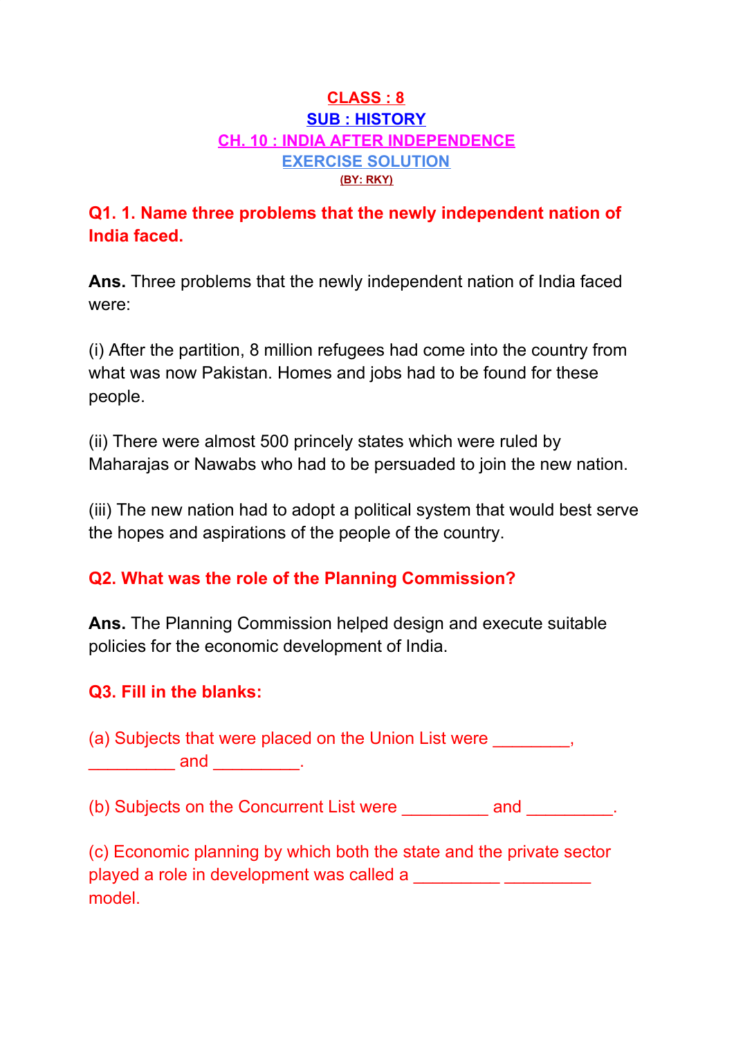**CLASS : 8**
**SUB : HISTORY**
**CH. 10 : INDIA AFTER INDEPENDENCE**
**EXERCISE SOLUTION**
**(BY: RKY)**

**Q1. 1. Name three problems that the newly independent nation of India faced.**

**Ans.** Three problems that the newly independent nation of India faced were:

(i) After the partition, 8 million refugees had come into the country from what was now Pakistan. Homes and jobs had to be found for these people.

(ii) There were almost 500 princely states which were ruled by Maharajas or Nawabs who had to be persuaded to join the new nation.

(iii) The new nation had to adopt a political system that would best serve the hopes and aspirations of the people of the country.

**Q2. What was the role of the Planning Commission?**

**Ans.** The Planning Commission helped design and execute suitable policies for the economic development of India.

**Q3. Fill in the blanks:**

(a) Subjects that were placed on the Union List were ________, _________ and _________.

(b) Subjects on the Concurrent List were _________ and _________.

(c) Economic planning by which both the state and the private sector played a role in development was called a _________ _________ model.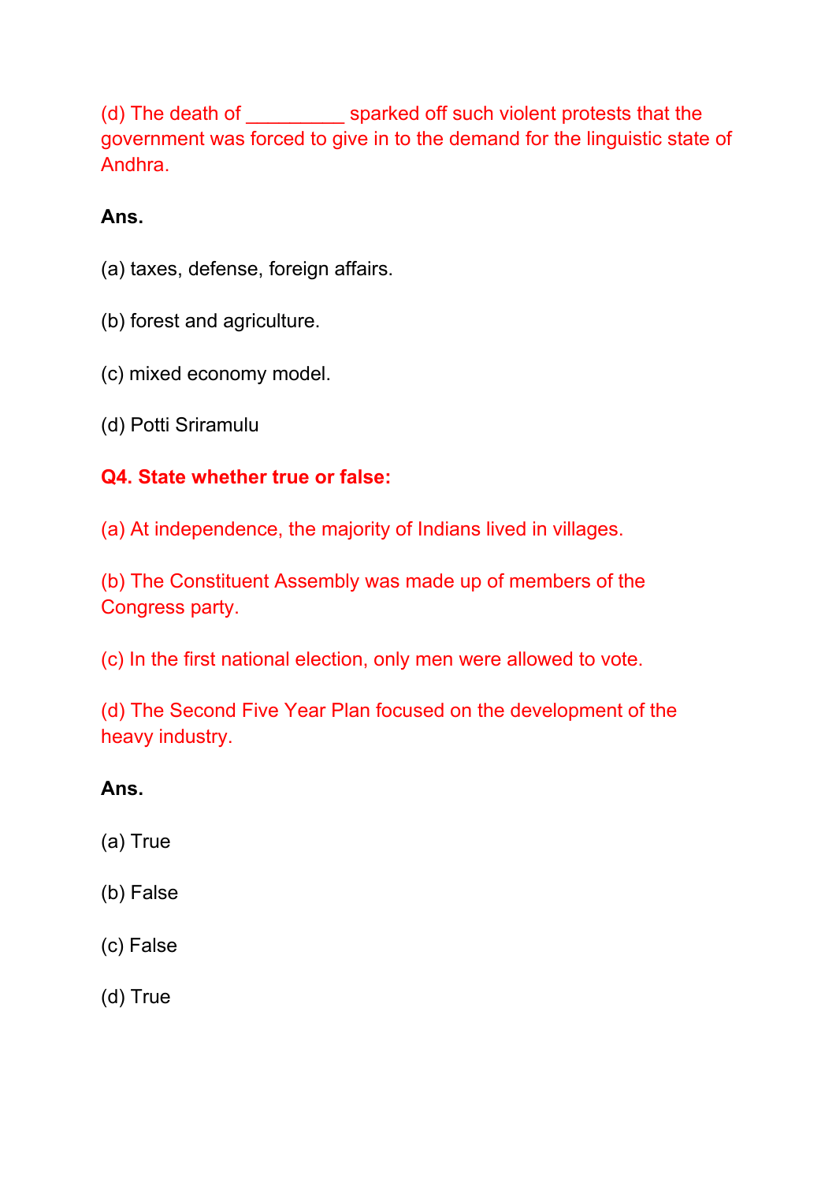(d) The death of _________ sparked off such violent protests that the government was forced to give in to the demand for the linguistic state of Andhra.

**Ans.**

(a) taxes, defense, foreign affairs.

(b) forest and agriculture.

(c) mixed economy model.

(d) Potti Sriramulu

**Q4. State whether true or false:**

(a) At independence, the majority of Indians lived in villages.

(b) The Constituent Assembly was made up of members of the Congress party.

(c) In the first national election, only men were allowed to vote.

(d) The Second Five Year Plan focused on the development of the heavy industry.

**Ans.**

(a) True

(b) False

(c) False

(d) True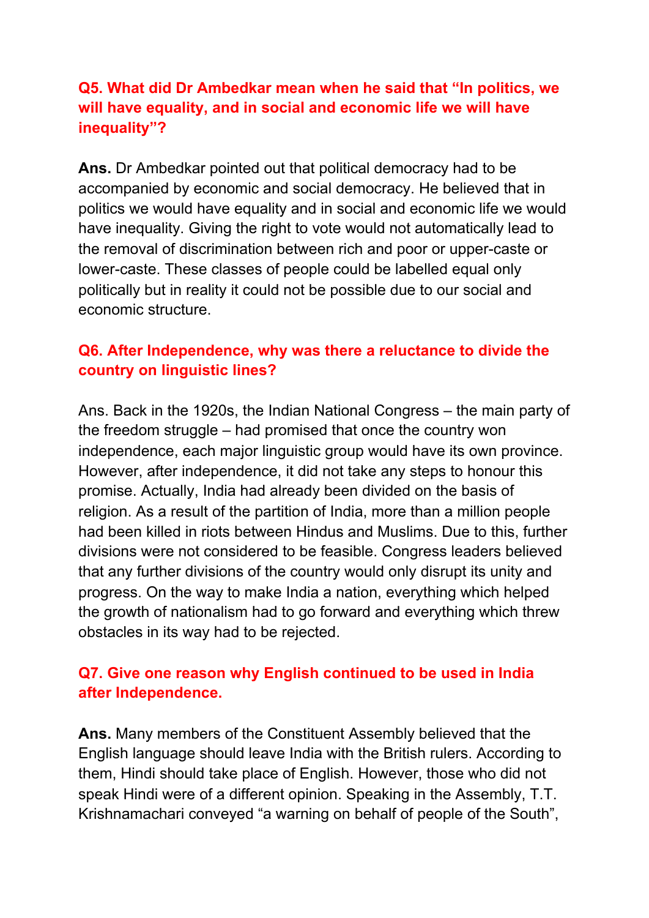### Q5. What did Dr Ambedkar mean when he said that "In politics, we will have equality, and in social and economic life we will have inequality"?

**Ans.** Dr Ambedkar pointed out that political democracy had to be accompanied by economic and social democracy. He believed that in politics we would have equality and in social and economic life we would have inequality. Giving the right to vote would not automatically lead to the removal of discrimination between rich and poor or upper-caste or lower-caste. These classes of people could be labelled equal only politically but in reality it could not be possible due to our social and economic structure.

### Q6. After Independence, why was there a reluctance to divide the country on linguistic lines?

Ans. Back in the 1920s, the Indian National Congress – the main party of the freedom struggle – had promised that once the country won independence, each major linguistic group would have its own province. However, after independence, it did not take any steps to honour this promise. Actually, India had already been divided on the basis of religion. As a result of the partition of India, more than a million people had been killed in riots between Hindus and Muslims. Due to this, further divisions were not considered to be feasible. Congress leaders believed that any further divisions of the country would only disrupt its unity and progress. On the way to make India a nation, everything which helped the growth of nationalism had to go forward and everything which threw obstacles in its way had to be rejected.

### Q7. Give one reason why English continued to be used in India after Independence.

**Ans.** Many members of the Constituent Assembly believed that the English language should leave India with the British rulers. According to them, Hindi should take place of English. However, those who did not speak Hindi were of a different opinion. Speaking in the Assembly, T.T. Krishnamachari conveyed "a warning on behalf of people of the South",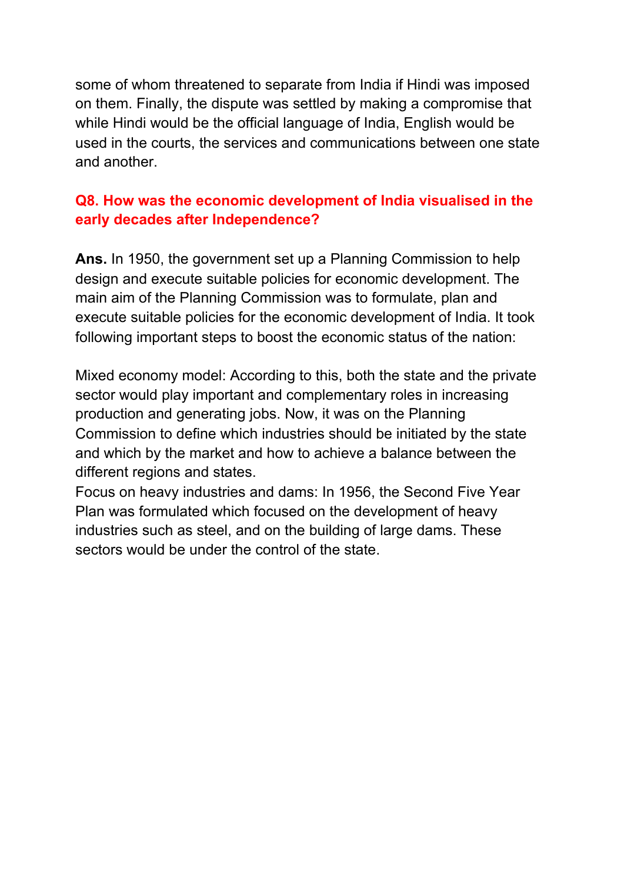some of whom threatened to separate from India if Hindi was imposed on them. Finally, the dispute was settled by making a compromise that while Hindi would be the official language of India, English would be used in the courts, the services and communications between one state and another.

### Q8. How was the economic development of India visualised in the early decades after Independence?

**Ans.** In 1950, the government set up a Planning Commission to help design and execute suitable policies for economic development. The main aim of the Planning Commission was to formulate, plan and execute suitable policies for the economic development of India. It took following important steps to boost the economic status of the nation:

Mixed economy model: According to this, both the state and the private sector would play important and complementary roles in increasing production and generating jobs. Now, it was on the Planning Commission to define which industries should be initiated by the state and which by the market and how to achieve a balance between the different regions and states.

Focus on heavy industries and dams: In 1956, the Second Five Year Plan was formulated which focused on the development of heavy industries such as steel, and on the building of large dams. These sectors would be under the control of the state.